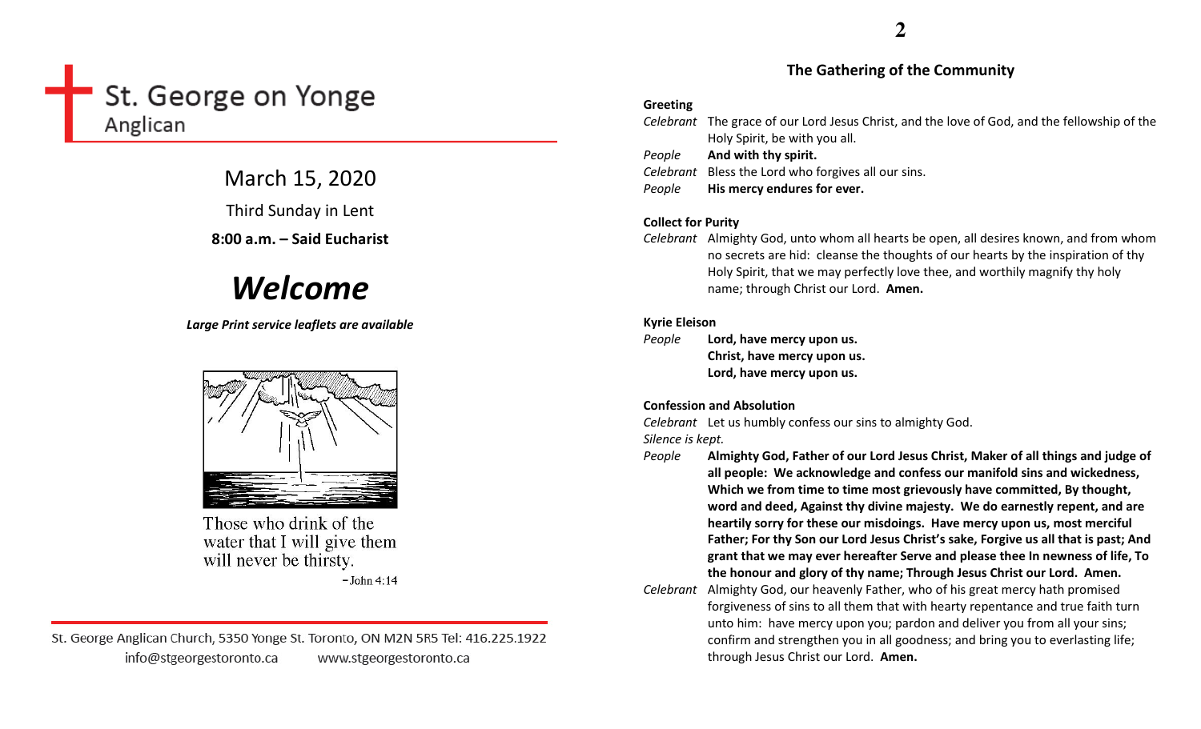# St. George on Yonge

Anglican

## March 15, 2020

Third Sunday in Lent

**8:00 a.m. – Said Eucharist**

# *Welcome*

***Large Print service leaflets are available***

Those who drink of the water that I will give them will never be thirsty.

– John 4:14

St. George Anglican Church, 5350 Yonge St. Toronto, ON M2N 5R5 Tel: 416.225.1922
info@stgeorgestoronto.ca www.stgeorgestoronto.ca

## The Gathering of the Community

**Greeting**

*Celebrant* The grace of our Lord Jesus Christ, and the love of God, and the fellowship of the Holy Spirit, be with you all.

*People* **And with thy spirit.**

*Celebrant* Bless the Lord who forgives all our sins.

*People* **His mercy endures for ever.**

**Collect for Purity**

*Celebrant* Almighty God, unto whom all hearts be open, all desires known, and from whom no secrets are hid: cleanse the thoughts of our hearts by the inspiration of thy Holy Spirit, that we may perfectly love thee, and worthily magnify thy holy name; through Christ our Lord. **Amen.**

**Kyrie Eleison**

*People* **Lord, have mercy upon us.**
**Christ, have mercy upon us.**
**Lord, have mercy upon us.**

**Confession and Absolution**

*Celebrant* Let us humbly confess our sins to almighty God.

*Silence is kept.*

*People* **Almighty God, Father of our Lord Jesus Christ, Maker of all things and judge of all people: We acknowledge and confess our manifold sins and wickedness, Which we from time to time most grievously have committed, By thought, word and deed, Against thy divine majesty. We do earnestly repent, and are heartily sorry for these our misdoings. Have mercy upon us, most merciful Father; For thy Son our Lord Jesus Christ's sake, Forgive us all that is past; And grant that we may ever hereafter Serve and please thee In newness of life, To the honour and glory of thy name; Through Jesus Christ our Lord. Amen.**

*Celebrant* Almighty God, our heavenly Father, who of his great mercy hath promised forgiveness of sins to all them that with hearty repentance and true faith turn unto him: have mercy upon you; pardon and deliver you from all your sins; confirm and strengthen you in all goodness; and bring you to everlasting life; through Jesus Christ our Lord. **Amen.**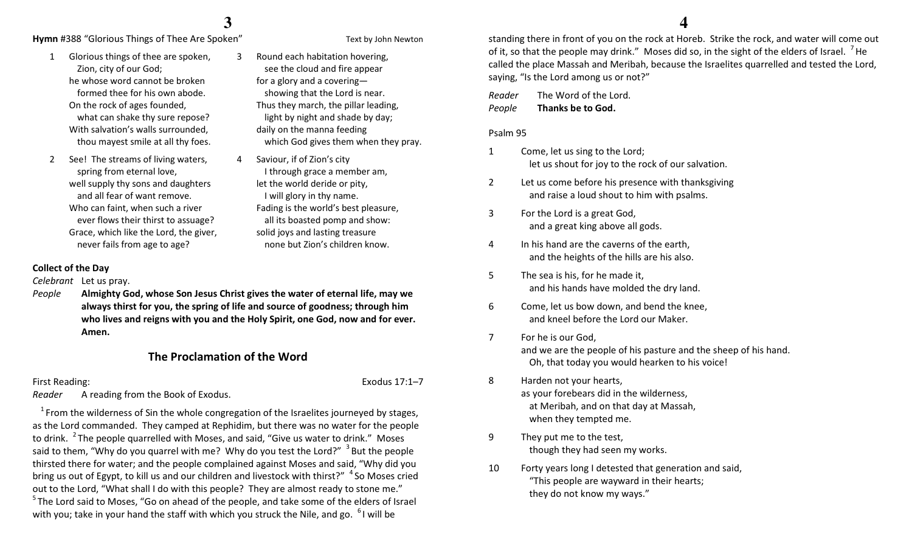**Hymn** #388 "Glorious Things of Thee Are Spoken" Text by John Newton

1 Glorious things of thee are spoken,
  Zion, city of our God;
he whose word cannot be broken
  formed thee for his own abode.
On the rock of ages founded,
  what can shake thy sure repose?
With salvation's walls surrounded,
  thou mayest smile at all thy foes.

2 See! The streams of living waters,
  spring from eternal love,
well supply thy sons and daughters
  and all fear of want remove.
Who can faint, when such a river
  ever flows their thirst to assuage?
Grace, which like the Lord, the giver,
  never fails from age to age?

3 Round each habitation hovering,
  see the cloud and fire appear
for a glory and a covering—
  showing that the Lord is near.
Thus they march, the pillar leading,
  light by night and shade by day;
daily on the manna feeding
  which God gives them when they pray.

4 Saviour, if of Zion's city
  I through grace a member am,
let the world deride or pity,
  I will glory in thy name.
Fading is the world's best pleasure,
  all its boasted pomp and show:
solid joys and lasting treasure
  none but Zion's children know.

**Collect of the Day**

*Celebrant* Let us pray.

*People* **Almighty God, whose Son Jesus Christ gives the water of eternal life, may we always thirst for you, the spring of life and source of goodness; through him who lives and reigns with you and the Holy Spirit, one God, now and for ever. Amen.**

## The Proclamation of the Word

First Reading: Exodus 17:1–7

*Reader* A reading from the Book of Exodus.

[1] From the wilderness of Sin the whole congregation of the Israelites journeyed by stages, as the Lord commanded. They camped at Rephidim, but there was no water for the people to drink. [2] The people quarrelled with Moses, and said, "Give us water to drink." Moses said to them, "Why do you quarrel with me? Why do you test the Lord?" [3] But the people thirsted there for water; and the people complained against Moses and said, "Why did you bring us out of Egypt, to kill us and our children and livestock with thirst?" [4] So Moses cried out to the Lord, "What shall I do with this people? They are almost ready to stone me." [5] The Lord said to Moses, "Go on ahead of the people, and take some of the elders of Israel with you; take in your hand the staff with which you struck the Nile, and go. [6] I will be standing there in front of you on the rock at Horeb. Strike the rock, and water will come out of it, so that the people may drink." Moses did so, in the sight of the elders of Israel. [7] He called the place Massah and Meribah, because the Israelites quarrelled and tested the Lord, saying, "Is the Lord among us or not?"

*Reader* The Word of the Lord.
*People* **Thanks be to God.**

Psalm 95

1 Come, let us sing to the Lord;
  let us shout for joy to the rock of our salvation.

2 Let us come before his presence with thanksgiving
  and raise a loud shout to him with psalms.

3 For the Lord is a great God,
  and a great king above all gods.

4 In his hand are the caverns of the earth,
  and the heights of the hills are his also.

5 The sea is his, for he made it,
  and his hands have molded the dry land.

6 Come, let us bow down, and bend the knee,
  and kneel before the Lord our Maker.

7 For he is our God,
and we are the people of his pasture and the sheep of his hand.
  Oh, that today you would hearken to his voice!

8 Harden not your hearts,
as your forebears did in the wilderness,
  at Meribah, and on that day at Massah,
  when they tempted me.

9 They put me to the test,
  though they had seen my works.

10 Forty years long I detested that generation and said,
  "This people are wayward in their hearts;
  they do not know my ways."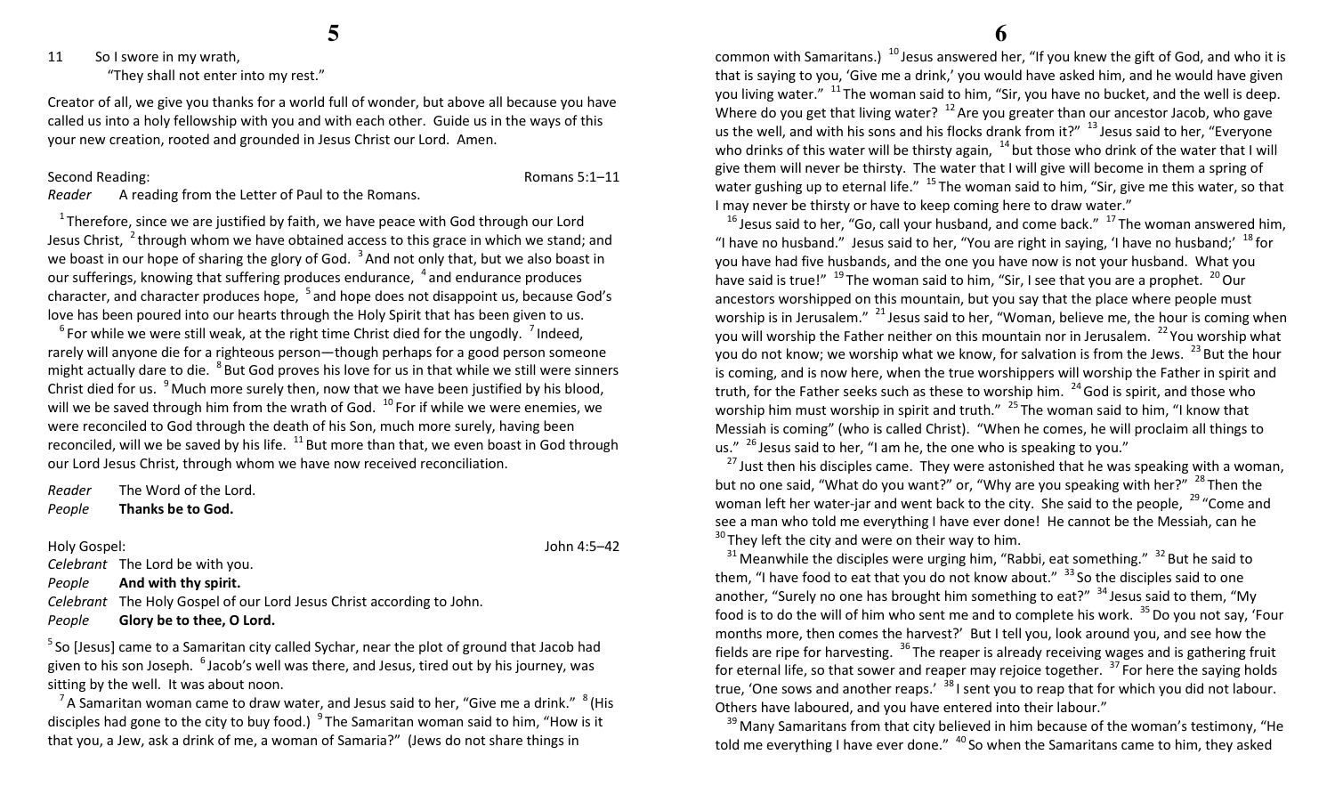11 So I swore in my wrath,
 "They shall not enter into my rest."

Creator of all, we give you thanks for a world full of wonder, but above all because you have called us into a holy fellowship with you and with each other. Guide us in the ways of this your new creation, rooted and grounded in Jesus Christ our Lord. Amen.

Second Reading: Romans 5:1–11

*Reader* A reading from the Letter of Paul to the Romans.

[1] Therefore, since we are justified by faith, we have peace with God through our Lord Jesus Christ, [2] through whom we have obtained access to this grace in which we stand; and we boast in our hope of sharing the glory of God. [3] And not only that, but we also boast in our sufferings, knowing that suffering produces endurance, [4] and endurance produces character, and character produces hope, [5] and hope does not disappoint us, because God's love has been poured into our hearts through the Holy Spirit that has been given to us.

[6] For while we were still weak, at the right time Christ died for the ungodly. [7] Indeed, rarely will anyone die for a righteous person—though perhaps for a good person someone might actually dare to die. [8] But God proves his love for us in that while we still were sinners Christ died for us. [9] Much more surely then, now that we have been justified by his blood, will we be saved through him from the wrath of God. [10] For if while we were enemies, we were reconciled to God through the death of his Son, much more surely, having been reconciled, will we be saved by his life. [11] But more than that, we even boast in God through our Lord Jesus Christ, through whom we have now received reconciliation.

*Reader* The Word of the Lord.
*People* **Thanks be to God.**

Holy Gospel: John 4:5–42

*Celebrant* The Lord be with you.
*People* **And with thy spirit.**
*Celebrant* The Holy Gospel of our Lord Jesus Christ according to John.
*People* **Glory be to thee, O Lord.**

[5] So [Jesus] came to a Samaritan city called Sychar, near the plot of ground that Jacob had given to his son Joseph. [6] Jacob's well was there, and Jesus, tired out by his journey, was sitting by the well. It was about noon.

[7] A Samaritan woman came to draw water, and Jesus said to her, "Give me a drink." [8] (His disciples had gone to the city to buy food.) [9] The Samaritan woman said to him, "How is it that you, a Jew, ask a drink of me, a woman of Samaria?" (Jews do not share things in common with Samaritans.) [10] Jesus answered her, "If you knew the gift of God, and who it is that is saying to you, 'Give me a drink,' you would have asked him, and he would have given you living water." [11] The woman said to him, "Sir, you have no bucket, and the well is deep. Where do you get that living water? [12] Are you greater than our ancestor Jacob, who gave us the well, and with his sons and his flocks drank from it?" [13] Jesus said to her, "Everyone who drinks of this water will be thirsty again, [14] but those who drink of the water that I will give them will never be thirsty. The water that I will give will become in them a spring of water gushing up to eternal life." [15] The woman said to him, "Sir, give me this water, so that I may never be thirsty or have to keep coming here to draw water."

[16] Jesus said to her, "Go, call your husband, and come back." [17] The woman answered him, "I have no husband." Jesus said to her, "You are right in saying, 'I have no husband;' [18] for you have had five husbands, and the one you have now is not your husband. What you have said is true!" [19] The woman said to him, "Sir, I see that you are a prophet. [20] Our ancestors worshipped on this mountain, but you say that the place where people must worship is in Jerusalem." [21] Jesus said to her, "Woman, believe me, the hour is coming when you will worship the Father neither on this mountain nor in Jerusalem. [22] You worship what you do not know; we worship what we know, for salvation is from the Jews. [23] But the hour is coming, and is now here, when the true worshippers will worship the Father in spirit and truth, for the Father seeks such as these to worship him. [24] God is spirit, and those who worship him must worship in spirit and truth." [25] The woman said to him, "I know that Messiah is coming" (who is called Christ). "When he comes, he will proclaim all things to us." [26] Jesus said to her, "I am he, the one who is speaking to you."

[27] Just then his disciples came. They were astonished that he was speaking with a woman, but no one said, "What do you want?" or, "Why are you speaking with her?" [28] Then the woman left her water-jar and went back to the city. She said to the people, [29] "Come and see a man who told me everything I have ever done! He cannot be the Messiah, can he [30] They left the city and were on their way to him.

[31] Meanwhile the disciples were urging him, "Rabbi, eat something." [32] But he said to them, "I have food to eat that you do not know about." [33] So the disciples said to one another, "Surely no one has brought him something to eat?" [34] Jesus said to them, "My food is to do the will of him who sent me and to complete his work. [35] Do you not say, 'Four months more, then comes the harvest?' But I tell you, look around you, and see how the fields are ripe for harvesting. [36] The reaper is already receiving wages and is gathering fruit for eternal life, so that sower and reaper may rejoice together. [37] For here the saying holds true, 'One sows and another reaps.' [38] I sent you to reap that for which you did not labour. Others have laboured, and you have entered into their labour."

[39] Many Samaritans from that city believed in him because of the woman's testimony, "He told me everything I have ever done." [40] So when the Samaritans came to him, they asked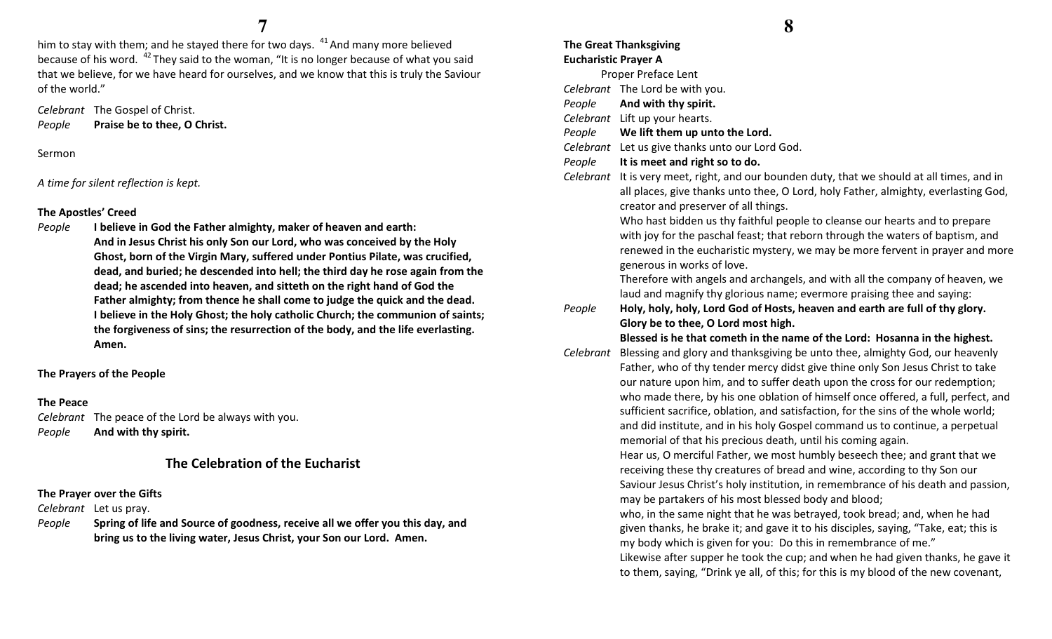him to stay with them; and he stayed there for two days. [41] And many more believed because of his word. [42] They said to the woman, "It is no longer because of what you said that we believe, for we have heard for ourselves, and we know that this is truly the Saviour of the world."

*Celebrant* The Gospel of Christ.
*People* **Praise be to thee, O Christ.**

Sermon

*A time for silent reflection is kept.*

**The Apostles' Creed**

*People* **I believe in God the Father almighty, maker of heaven and earth: And in Jesus Christ his only Son our Lord, who was conceived by the Holy Ghost, born of the Virgin Mary, suffered under Pontius Pilate, was crucified, dead, and buried; he descended into hell; the third day he rose again from the dead; he ascended into heaven, and sitteth on the right hand of God the Father almighty; from thence he shall come to judge the quick and the dead. I believe in the Holy Ghost; the holy catholic Church; the communion of saints; the forgiveness of sins; the resurrection of the body, and the life everlasting. Amen.**

**The Prayers of the People**

**The Peace**

*Celebrant* The peace of the Lord be always with you.
*People* **And with thy spirit.**

## The Celebration of the Eucharist

**The Prayer over the Gifts**

*Celebrant* Let us pray.
*People* **Spring of life and Source of goodness, receive all we offer you this day, and bring us to the living water, Jesus Christ, your Son our Lord. Amen.**

**The Great Thanksgiving**
**Eucharistic Prayer A**

Proper Preface Lent

*Celebrant* The Lord be with you.
*People* **And with thy spirit.**
*Celebrant* Lift up your hearts.
*People* **We lift them up unto the Lord.**
*Celebrant* Let us give thanks unto our Lord God.
*People* **It is meet and right so to do.**
*Celebrant* It is very meet, right, and our bounden duty, that we should at all times, and in all places, give thanks unto thee, O Lord, holy Father, almighty, everlasting God, creator and preserver of all things.

Who hast bidden us thy faithful people to cleanse our hearts and to prepare with joy for the paschal feast; that reborn through the waters of baptism, and renewed in the eucharistic mystery, we may be more fervent in prayer and more generous in works of love.

Therefore with angels and archangels, and with all the company of heaven, we laud and magnify thy glorious name; evermore praising thee and saying:

*People* **Holy, holy, holy, Lord God of Hosts, heaven and earth are full of thy glory. Glory be to thee, O Lord most high.**
**Blessed is he that cometh in the name of the Lord: Hosanna in the highest.**

*Celebrant* Blessing and glory and thanksgiving be unto thee, almighty God, our heavenly Father, who of thy tender mercy didst give thine only Son Jesus Christ to take our nature upon him, and to suffer death upon the cross for our redemption; who made there, by his one oblation of himself once offered, a full, perfect, and sufficient sacrifice, oblation, and satisfaction, for the sins of the whole world; and did institute, and in his holy Gospel command us to continue, a perpetual memorial of that his precious death, until his coming again.

Hear us, O merciful Father, we most humbly beseech thee; and grant that we receiving these thy creatures of bread and wine, according to thy Son our Saviour Jesus Christ's holy institution, in remembrance of his death and passion, may be partakers of his most blessed body and blood;

who, in the same night that he was betrayed, took bread; and, when he had given thanks, he brake it; and gave it to his disciples, saying, "Take, eat; this is my body which is given for you: Do this in remembrance of me."

Likewise after supper he took the cup; and when he had given thanks, he gave it to them, saying, "Drink ye all, of this; for this is my blood of the new covenant,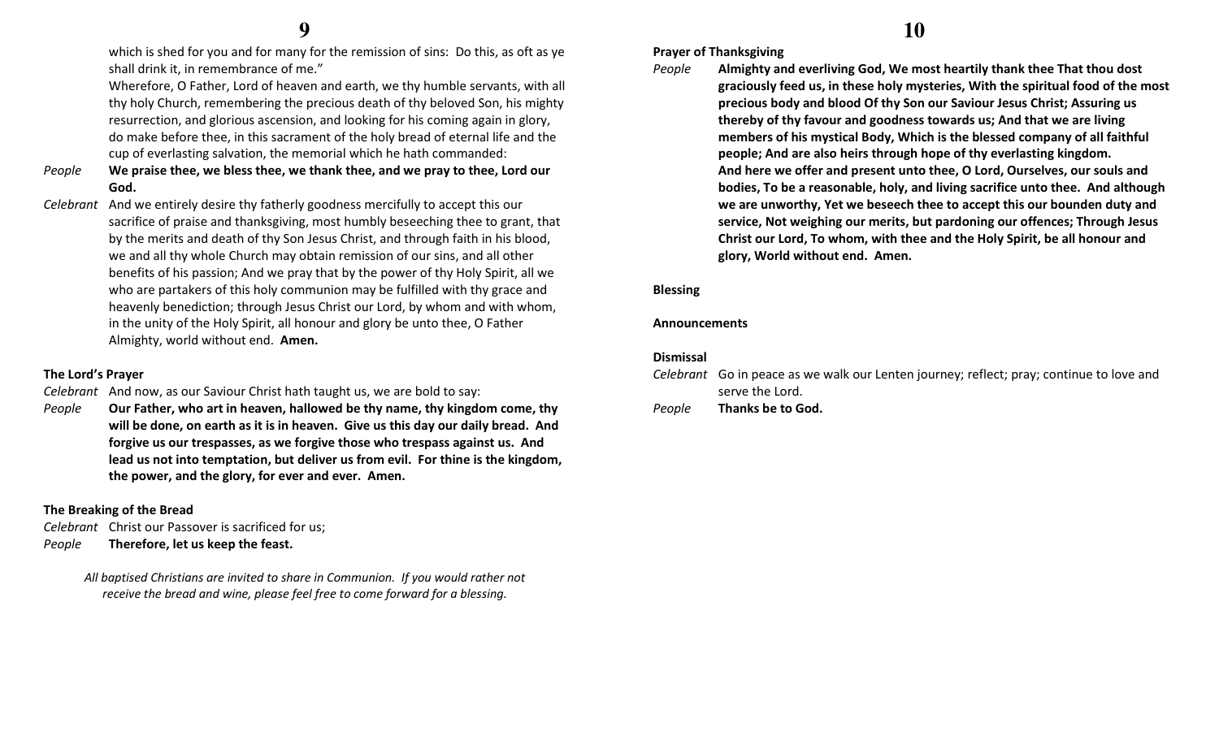which is shed for you and for many for the remission of sins: Do this, as oft as ye shall drink it, in remembrance of me."

Wherefore, O Father, Lord of heaven and earth, we thy humble servants, with all thy holy Church, remembering the precious death of thy beloved Son, his mighty resurrection, and glorious ascension, and looking for his coming again in glory, do make before thee, in this sacrament of the holy bread of eternal life and the cup of everlasting salvation, the memorial which he hath commanded:

*People* **We praise thee, we bless thee, we thank thee, and we pray to thee, Lord our God.**

*Celebrant* And we entirely desire thy fatherly goodness mercifully to accept this our sacrifice of praise and thanksgiving, most humbly beseeching thee to grant, that by the merits and death of thy Son Jesus Christ, and through faith in his blood, we and all thy whole Church may obtain remission of our sins, and all other benefits of his passion; And we pray that by the power of thy Holy Spirit, all we who are partakers of this holy communion may be fulfilled with thy grace and heavenly benediction; through Jesus Christ our Lord, by whom and with whom, in the unity of the Holy Spirit, all honour and glory be unto thee, O Father Almighty, world without end. **Amen.**

**The Lord's Prayer**

*Celebrant* And now, as our Saviour Christ hath taught us, we are bold to say:

*People* **Our Father, who art in heaven, hallowed be thy name, thy kingdom come, thy will be done, on earth as it is in heaven. Give us this day our daily bread. And forgive us our trespasses, as we forgive those who trespass against us. And lead us not into temptation, but deliver us from evil. For thine is the kingdom, the power, and the glory, for ever and ever. Amen.**

**The Breaking of the Bread**

*Celebrant* Christ our Passover is sacrificed for us;

*People* **Therefore, let us keep the feast.**

*All baptised Christians are invited to share in Communion. If you would rather not receive the bread and wine, please feel free to come forward for a blessing.*

**Prayer of Thanksgiving**

*People* **Almighty and everliving God, We most heartily thank thee That thou dost graciously feed us, in these holy mysteries, With the spiritual food of the most precious body and blood Of thy Son our Saviour Jesus Christ; Assuring us thereby of thy favour and goodness towards us; And that we are living members of his mystical Body, Which is the blessed company of all faithful people; And are also heirs through hope of thy everlasting kingdom. And here we offer and present unto thee, O Lord, Ourselves, our souls and bodies, To be a reasonable, holy, and living sacrifice unto thee. And although we are unworthy, Yet we beseech thee to accept this our bounden duty and service, Not weighing our merits, but pardoning our offences; Through Jesus Christ our Lord, To whom, with thee and the Holy Spirit, be all honour and glory, World without end. Amen.**

**Blessing**

**Announcements**

**Dismissal**

*Celebrant* Go in peace as we walk our Lenten journey; reflect; pray; continue to love and serve the Lord.

*People* **Thanks be to God.**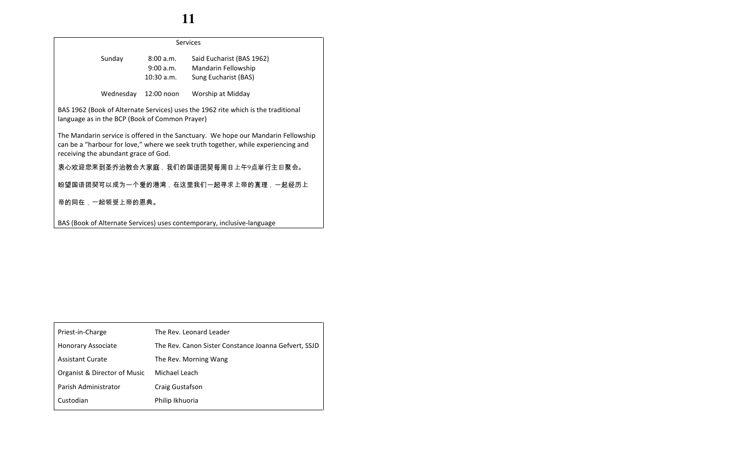## Services

| | | |
|---|---|---|
| Sunday | 8:00 a.m. | Said Eucharist (BAS 1962) |
| | 9:00 a.m. | Mandarin Fellowship |
| | 10:30 a.m. | Sung Eucharist (BAS) |
| Wednesday | 12:00 noon | Worship at Midday |

BAS 1962 (Book of Alternate Services) uses the 1962 rite which is the traditional language as in the BCP (Book of Common Prayer)

The Mandarin service is offered in the Sanctuary. We hope our Mandarin Fellowship can be a "harbour for love," where we seek truth together, while experiencing and receiving the abundant grace of God.

衷心欢迎您来到圣乔治教会大家庭，我们的国语团契每周日上午9点举行主日聚会。

盼望国语团契可以成为一个爱的港湾，在这里我们一起寻求上帝的真理，一起经历上帝的同在，一起领受上帝的恩典。

BAS (Book of Alternate Services) uses contemporary, inclusive-language

| | |
|---|---|
| Priest-in-Charge | The Rev. Leonard Leader |
| Honorary Associate | The Rev. Canon Sister Constance Joanna Gefvert, SSJD |
| Assistant Curate | The Rev. Morning Wang |
| Organist & Director of Music | Michael Leach |
| Parish Administrator | Craig Gustafson |
| Custodian | Philip Ikhuoria |